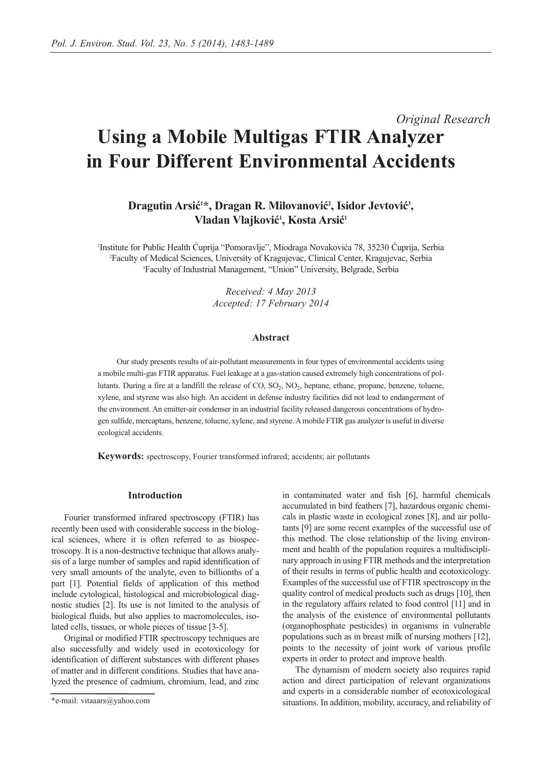*Original Research*

# Using a Mobile Multigas FTIR Analyzer in Four Different Environmental Accidents

**Dragutin Arsić[1]*, Dragan R. Milovanović[2], Isidor Jevtović[3], Vladan Vlajković[1], Kosta Arsić[1]**

[1]Institute for Public Health Ćuprija "Pomoravlje", Miodraga Novakovića 78, 35230 Ćuprija, Serbia
[2]Faculty of Medical Sciences, University of Kragujevac, Clinical Center, Kragujevac, Serbia
[3]Faculty of Industrial Management, "Union" University, Belgrade, Serbia

*Received: 4 May 2013*
*Accepted: 17 February 2014*

### Abstract

Our study presents results of air-pollutant measurements in four types of environmental accidents using a mobile multi-gas FTIR apparatus. Fuel leakage at a gas-station caused extremely high concentrations of pollutants. During a fire at a landfill the release of CO, $SO_2$, $NO_2$, heptane, ethane, propane, benzene, toluene, xylene, and styrene was also high. An accident in defense industry facilities did not lead to endangerment of the environment. An emitter-air condenser in an industrial facility released dangerous concentrations of hydrogen sulfide, mercaptans, benzene, toluene, xylene, and styrene. A mobile FTIR gas analyzer is useful in diverse ecological accidents.

**Keywords:** spectroscopy, Fourier transformed infrared; accidents; air pollutants

## Introduction

Fourier transformed infrared spectroscopy (FTIR) has recently been used with considerable success in the biological sciences, where it is often referred to as biospectroscopy. It is a non-destructive technique that allows analysis of a large number of samples and rapid identification of very small amounts of the analyte, even to billionths of a part [1]. Potential fields of application of this method include cytological, histological and microbiological diagnostic studies [2]. Its use is not limited to the analysis of biological fluids, but also applies to macromolecules, isolated cells, tissues, or whole pieces of tissue [3-5].

Original or modified FTIR spectroscopy techniques are also successfully and widely used in ecotoxicology for identification of different substances with different phases of matter and in different conditions. Studies that have analyzed the presence of cadmium, chromium, lead, and zinc in contaminated water and fish [6], harmful chemicals accumulated in bird feathers [7], hazardous organic chemicals in plastic waste in ecological zones [8], and air pollutants [9] are some recent examples of the successful use of this method. The close relationship of the living environment and health of the population requires a multidisciplinary approach in using FTIR methods and the interpretation of their results in terms of public health and ecotoxicology. Examples of the successful use of FTIR spectroscopy in the quality control of medical products such as drugs [10], then in the regulatory affairs related to food control [11] and in the analysis of the existence of environmental pollutants (organophosphate pesticides) in organisms in vulnerable populations such as in breast milk of nursing mothers [12], points to the necessity of joint work of various profile experts in order to protect and improve health.

The dynamism of modern society also requires rapid action and direct participation of relevant organizations and experts in a considerable number of ecotoxicological situations. In addition, mobility, accuracy, and reliability of

*e-mail: vitaaars@yahoo.com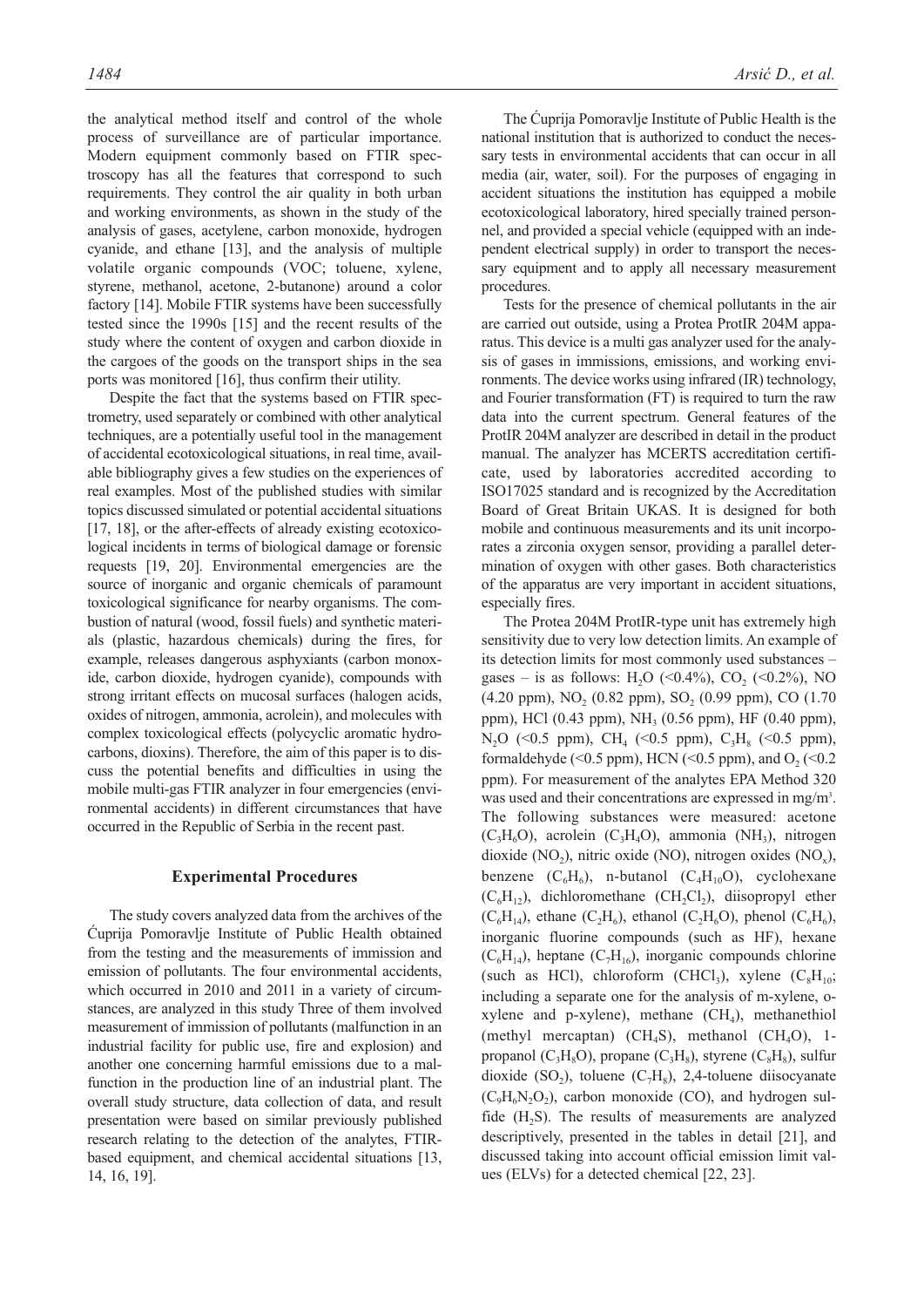the analytical method itself and control of the whole process of surveillance are of particular importance. Modern equipment commonly based on FTIR spectroscopy has all the features that correspond to such requirements. They control the air quality in both urban and working environments, as shown in the study of the analysis of gases, acetylene, carbon monoxide, hydrogen cyanide, and ethane [13], and the analysis of multiple volatile organic compounds (VOC; toluene, xylene, styrene, methanol, acetone, 2-butanone) around a color factory [14]. Mobile FTIR systems have been successfully tested since the 1990s [15] and the recent results of the study where the content of oxygen and carbon dioxide in the cargoes of the goods on the transport ships in the sea ports was monitored [16], thus confirm their utility.

Despite the fact that the systems based on FTIR spectrometry, used separately or combined with other analytical techniques, are a potentially useful tool in the management of accidental ecotoxicological situations, in real time, available bibliography gives a few studies on the experiences of real examples. Most of the published studies with similar topics discussed simulated or potential accidental situations [17, 18], or the after-effects of already existing ecotoxicological incidents in terms of biological damage or forensic requests [19, 20]. Environmental emergencies are the source of inorganic and organic chemicals of paramount toxicological significance for nearby organisms. The combustion of natural (wood, fossil fuels) and synthetic materials (plastic, hazardous chemicals) during the fires, for example, releases dangerous asphyxiants (carbon monoxide, carbon dioxide, hydrogen cyanide), compounds with strong irritant effects on mucosal surfaces (halogen acids, oxides of nitrogen, ammonia, acrolein), and molecules with complex toxicological effects (polycyclic aromatic hydrocarbons, dioxins). Therefore, the aim of this paper is to discuss the potential benefits and difficulties in using the mobile multi-gas FTIR analyzer in four emergencies (environmental accidents) in different circumstances that have occurred in the Republic of Serbia in the recent past.

## Experimental Procedures

The study covers analyzed data from the archives of the Ćuprija Pomoravlje Institute of Public Health obtained from the testing and the measurements of immission and emission of pollutants. The four environmental accidents, which occurred in 2010 and 2011 in a variety of circumstances, are analyzed in this study Three of them involved measurement of immission of pollutants (malfunction in an industrial facility for public use, fire and explosion) and another one concerning harmful emissions due to a malfunction in the production line of an industrial plant. The overall study structure, data collection of data, and result presentation were based on similar previously published research relating to the detection of the analytes, FTIR-based equipment, and chemical accidental situations [13, 14, 16, 19].

The Ćuprija Pomoravlje Institute of Public Health is the national institution that is authorized to conduct the necessary tests in environmental accidents that can occur in all media (air, water, soil). For the purposes of engaging in accident situations the institution has equipped a mobile ecotoxicological laboratory, hired specially trained personnel, and provided a special vehicle (equipped with an independent electrical supply) in order to transport the necessary equipment and to apply all necessary measurement procedures.

Tests for the presence of chemical pollutants in the air are carried out outside, using a Protea ProtIR 204M apparatus. This device is a multi gas analyzer used for the analysis of gases in immissions, emissions, and working environments. The device works using infrared (IR) technology, and Fourier transformation (FT) is required to turn the raw data into the current spectrum. General features of the ProtIR 204M analyzer are described in detail in the product manual. The analyzer has MCERTS accreditation certificate, used by laboratories accredited according to ISO17025 standard and is recognized by the Accreditation Board of Great Britain UKAS. It is designed for both mobile and continuous measurements and its unit incorporates a zirconia oxygen sensor, providing a parallel determination of oxygen with other gases. Both characteristics of the apparatus are very important in accident situations, especially fires.

The Protea 204M ProtIR-type unit has extremely high sensitivity due to very low detection limits. An example of its detection limits for most commonly used substances – gases – is as follows: $H_2O$ (<0.4%), $CO_2$ (<0.2%), NO (4.20 ppm), $NO_2$ (0.82 ppm), $SO_2$ (0.99 ppm), CO (1.70 ppm), HCl (0.43 ppm), $NH_3$ (0.56 ppm), HF (0.40 ppm), $N_2O$ (<0.5 ppm), $CH_4$ (<0.5 ppm), $C_3H_8$ (<0.5 ppm), formaldehyde (<0.5 ppm), HCN (<0.5 ppm), and $O_2$ (<0.2 ppm). For measurement of the analytes EPA Method 320 was used and their concentrations are expressed in $mg/m^3$. The following substances were measured: acetone ($C_3H_6O$), acrolein ($C_3H_4O$), ammonia ($NH_3$), nitrogen dioxide ($NO_2$), nitric oxide (NO), nitrogen oxides ($NO_x$), benzene ($C_6H_6$), n-butanol ($C_4H_{10}O$), cyclohexane ($C_6H_{12}$), dichloromethane ($CH_2Cl_2$), diisopropyl ether ($C_6H_{14}$), ethane ($C_2H_6$), ethanol ($C_2H_6O$), phenol ($C_6H_6$), inorganic fluorine compounds (such as HF), hexane ($C_6H_{14}$), heptane ($C_7H_{16}$), inorganic compounds chlorine (such as HCl), chloroform ($CHCl_3$), xylene ($C_8H_{10}$; including a separate one for the analysis of m-xylene, o-xylene and p-xylene), methane ($CH_4$), methanethiol (methyl mercaptan) ($CH_4S$), methanol ($CH_4O$), 1-propanol ($C_3H_8O$), propane ($C_3H_8$), styrene ($C_8H_8$), sulfur dioxide ($SO_2$), toluene ($C_7H_8$), 2,4-toluene diisocyanate ($C_9H_6N_2O_2$), carbon monoxide (CO), and hydrogen sulfide ($H_2S$). The results of measurements are analyzed descriptively, presented in the tables in detail [21], and discussed taking into account official emission limit values (ELVs) for a detected chemical [22, 23].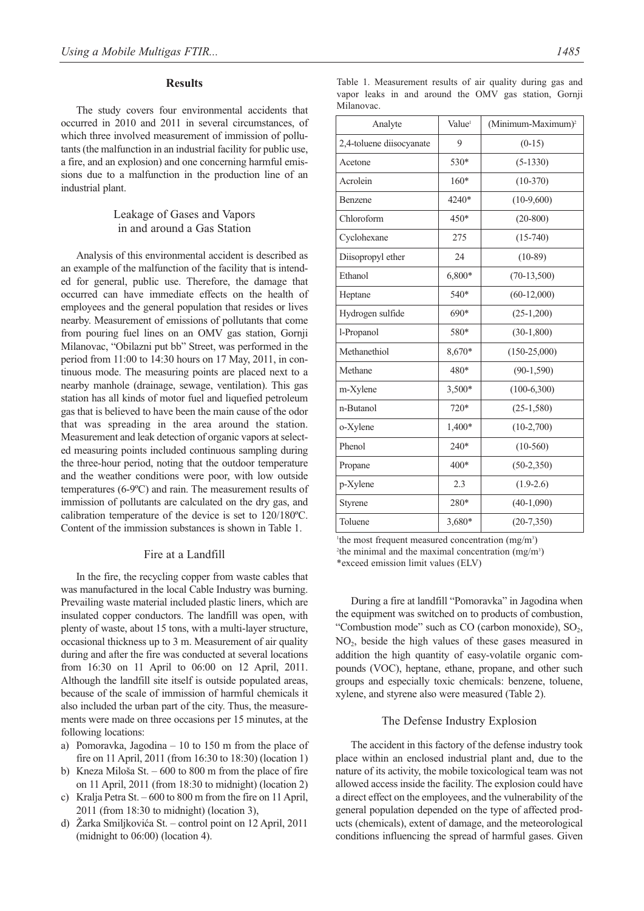## Results

The study covers four environmental accidents that occurred in 2010 and 2011 in several circumstances, of which three involved measurement of immission of pollutants (the malfunction in an industrial facility for public use, a fire, and an explosion) and one concerning harmful emissions due to a malfunction in the production line of an industrial plant.

### Leakage of Gases and Vapors in and around a Gas Station

Analysis of this environmental accident is described as an example of the malfunction of the facility that is intended for general, public use. Therefore, the damage that occurred can have immediate effects on the health of employees and the general population that resides or lives nearby. Measurement of emissions of pollutants that come from pouring fuel lines on an OMV gas station, Gornji Milanovac, "Obilazni put bb" Street, was performed in the period from 11:00 to 14:30 hours on 17 May, 2011, in continuous mode. The measuring points are placed next to a nearby manhole (drainage, sewage, ventilation). This gas station has all kinds of motor fuel and liquefied petroleum gas that is believed to have been the main cause of the odor that was spreading in the area around the station. Measurement and leak detection of organic vapors at selected measuring points included continuous sampling during the three-hour period, noting that the outdoor temperature and the weather conditions were poor, with low outside temperatures (6-9ºC) and rain. The measurement results of immission of pollutants are calculated on the dry gas, and calibration temperature of the device is set to 120/180ºC. Content of the immission substances is shown in Table 1.

Table 1. Measurement results of air quality during gas and vapor leaks in and around the OMV gas station, Gornji Milanovac.

| Analyte | Value[1] | (Minimum-Maximum)[2] |
|---|---|---|
| 2,4-toluene diisocyanate | 9 | (0-15) |
| Acetone | 530* | (5-1330) |
| Acrolein | 160* | (10-370) |
| Benzene | 4240* | (10-9,600) |
| Chloroform | 450* | (20-800) |
| Cyclohexane | 275 | (15-740) |
| Diisopropyl ether | 24 | (10-89) |
| Ethanol | 6,800* | (70-13,500) |
| Heptane | 540* | (60-12,000) |
| Hydrogen sulfide | 690* | (25-1,200) |
| l-Propanol | 580* | (30-1,800) |
| Methanethiol | 8,670* | (150-25,000) |
| Methane | 480* | (90-1,590) |
| m-Xylene | 3,500* | (100-6,300) |
| n-Butanol | 720* | (25-1,580) |
| o-Xylene | 1,400* | (10-2,700) |
| Phenol | 240* | (10-560) |
| Propane | 400* | (50-2,350) |
| p-Xylene | 2.3 | (1.9-2.6) |
| Styrene | 280* | (40-1,090) |
| Toluene | 3,680* | (20-7,350) |

[1]the most frequent measured concentration (mg/m$^3$)
[2]the minimal and the maximal concentration (mg/m$^3$)
*exceed emission limit values (ELV)

### Fire at a Landfill

In the fire, the recycling copper from waste cables that was manufactured in the local Cable Industry was burning. Prevailing waste material included plastic liners, which are insulated copper conductors. The landfill was open, with plenty of waste, about 15 tons, with a multi-layer structure, occasional thickness up to 3 m. Measurement of air quality during and after the fire was conducted at several locations from 16:30 on 11 April to 06:00 on 12 April, 2011. Although the landfill site itself is outside populated areas, because of the scale of immission of harmful chemicals it also included the urban part of the city. Thus, the measurements were made on three occasions per 15 minutes, at the following locations:

a) Pomoravka, Jagodina – 10 to 150 m from the place of fire on 11 April, 2011 (from 16:30 to 18:30) (location 1)
b) Kneza Miloša St. – 600 to 800 m from the place of fire on 11 April, 2011 (from 18:30 to midnight) (location 2)
c) Kralja Petra St. – 600 to 800 m from the fire on 11 April, 2011 (from 18:30 to midnight) (location 3),
d) Žarka Smiljkovića St. – control point on 12 April, 2011 (midnight to 06:00) (location 4).

During a fire at landfill "Pomoravka" in Jagodina when the equipment was switched on to products of combustion, "Combustion mode" such as CO (carbon monoxide), $SO_2$, $NO_2$, beside the high values of these gases measured in addition the high quantity of easy-volatile organic compounds (VOC), heptane, ethane, propane, and other such groups and especially toxic chemicals: benzene, toluene, xylene, and styrene also were measured (Table 2).

### The Defense Industry Explosion

The accident in this factory of the defense industry took place within an enclosed industrial plant and, due to the nature of its activity, the mobile toxicological team was not allowed access inside the facility. The explosion could have a direct effect on the employees, and the vulnerability of the general population depended on the type of affected products (chemicals), extent of damage, and the meteorological conditions influencing the spread of harmful gases. Given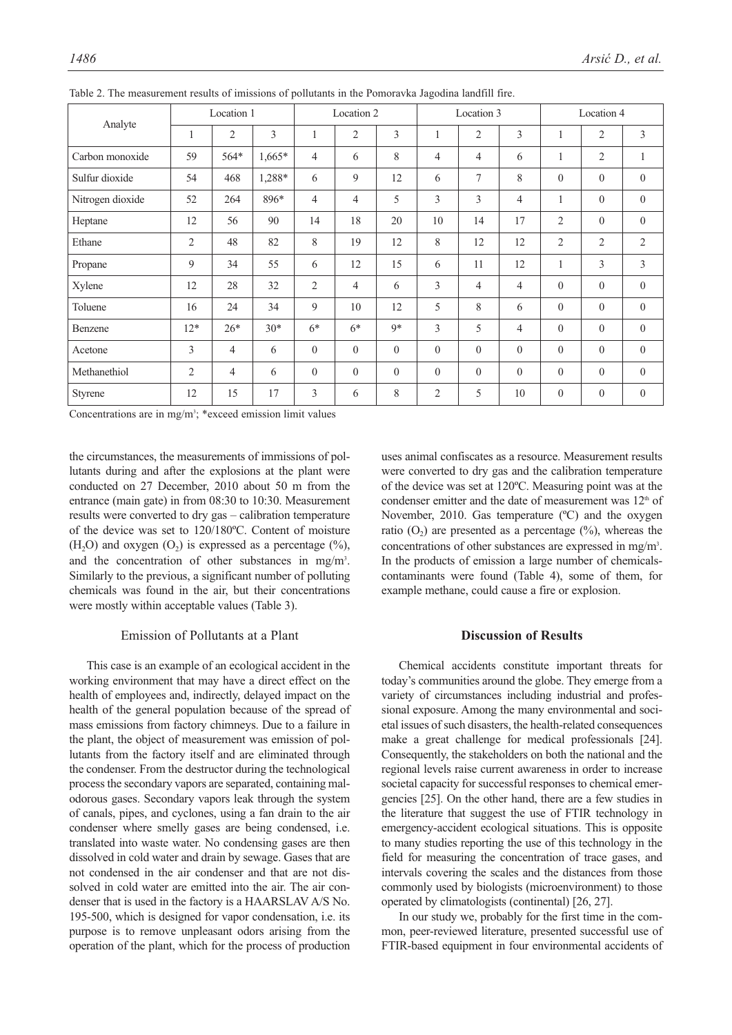Table 2. The measurement results of imissions of pollutants in the Pomoravka Jagodina landfill fire.

| Analyte | Location 1 | | | Location 2 | | | Location 3 | | | Location 4 | | |
|---|---|---|---|---|---|---|---|---|---|---|---|---|
| | 1 | 2 | 3 | 1 | 2 | 3 | 1 | 2 | 3 | 1 | 2 | 3 |
| Carbon monoxide | 59 | 564* | 1,665* | 4 | 6 | 8 | 4 | 4 | 6 | 1 | 2 | 1 |
| Sulfur dioxide | 54 | 468 | 1,288* | 6 | 9 | 12 | 6 | 7 | 8 | 0 | 0 | 0 |
| Nitrogen dioxide | 52 | 264 | 896* | 4 | 4 | 5 | 3 | 3 | 4 | 1 | 0 | 0 |
| Heptane | 12 | 56 | 90 | 14 | 18 | 20 | 10 | 14 | 17 | 2 | 0 | 0 |
| Ethane | 2 | 48 | 82 | 8 | 19 | 12 | 8 | 12 | 12 | 2 | 2 | 2 |
| Propane | 9 | 34 | 55 | 6 | 12 | 15 | 6 | 11 | 12 | 1 | 3 | 3 |
| Xylene | 12 | 28 | 32 | 2 | 4 | 6 | 3 | 4 | 4 | 0 | 0 | 0 |
| Toluene | 16 | 24 | 34 | 9 | 10 | 12 | 5 | 8 | 6 | 0 | 0 | 0 |
| Benzene | 12* | 26* | 30* | 6* | 6* | 9* | 3 | 5 | 4 | 0 | 0 | 0 |
| Acetone | 3 | 4 | 6 | 0 | 0 | 0 | 0 | 0 | 0 | 0 | 0 | 0 |
| Methanethiol | 2 | 4 | 6 | 0 | 0 | 0 | 0 | 0 | 0 | 0 | 0 | 0 |
| Styrene | 12 | 15 | 17 | 3 | 6 | 8 | 2 | 5 | 10 | 0 | 0 | 0 |

Concentrations are in mg/m$^3$; *exceed emission limit values

the circumstances, the measurements of immissions of pollutants during and after the explosions at the plant were conducted on 27 December, 2010 about 50 m from the entrance (main gate) in from 08:30 to 10:30. Measurement results were converted to dry gas – calibration temperature of the device was set to 120/180ºC. Content of moisture ($H_2O$) and oxygen ($O_2$) is expressed as a percentage (%), and the concentration of other substances in mg/m$^3$. Similarly to the previous, a significant number of polluting chemicals was found in the air, but their concentrations were mostly within acceptable values (Table 3).

## Emission of Pollutants at a Plant

This case is an example of an ecological accident in the working environment that may have a direct effect on the health of employees and, indirectly, delayed impact on the health of the general population because of the spread of mass emissions from factory chimneys. Due to a failure in the plant, the object of measurement was emission of pollutants from the factory itself and are eliminated through the condenser. From the destructor during the technological process the secondary vapors are separated, containing malodorous gases. Secondary vapors leak through the system of canals, pipes, and cyclones, using a fan drain to the air condenser where smelly gases are being condensed, i.e. translated into waste water. No condensing gases are then dissolved in cold water and drain by sewage. Gases that are not condensed in the air condenser and that are not dissolved in cold water are emitted into the air. The air condenser that is used in the factory is a HAARSLAV A/S No. 195-500, which is designed for vapor condensation, i.e. its purpose is to remove unpleasant odors arising from the operation of the plant, which for the process of production uses animal confiscates as a resource. Measurement results were converted to dry gas and the calibration temperature of the device was set at 120ºC. Measuring point was at the condenser emitter and the date of measurement was 12th of November, 2010. Gas temperature (ºC) and the oxygen ratio ($O_2$) are presented as a percentage (%), whereas the concentrations of other substances are expressed in mg/m$^3$. In the products of emission a large number of chemicals-contaminants were found (Table 4), some of them, for example methane, could cause a fire or explosion.

## Discussion of Results

Chemical accidents constitute important threats for today's communities around the globe. They emerge from a variety of circumstances including industrial and professional exposure. Among the many environmental and societal issues of such disasters, the health-related consequences make a great challenge for medical professionals [24]. Consequently, the stakeholders on both the national and the regional levels raise current awareness in order to increase societal capacity for successful responses to chemical emergencies [25]. On the other hand, there are a few studies in the literature that suggest the use of FTIR technology in emergency-accident ecological situations. This is opposite to many studies reporting the use of this technology in the field for measuring the concentration of trace gases, and intervals covering the scales and the distances from those commonly used by biologists (microenvironment) to those operated by climatologists (continental) [26, 27].

In our study we, probably for the first time in the common, peer-reviewed literature, presented successful use of FTIR-based equipment in four environmental accidents of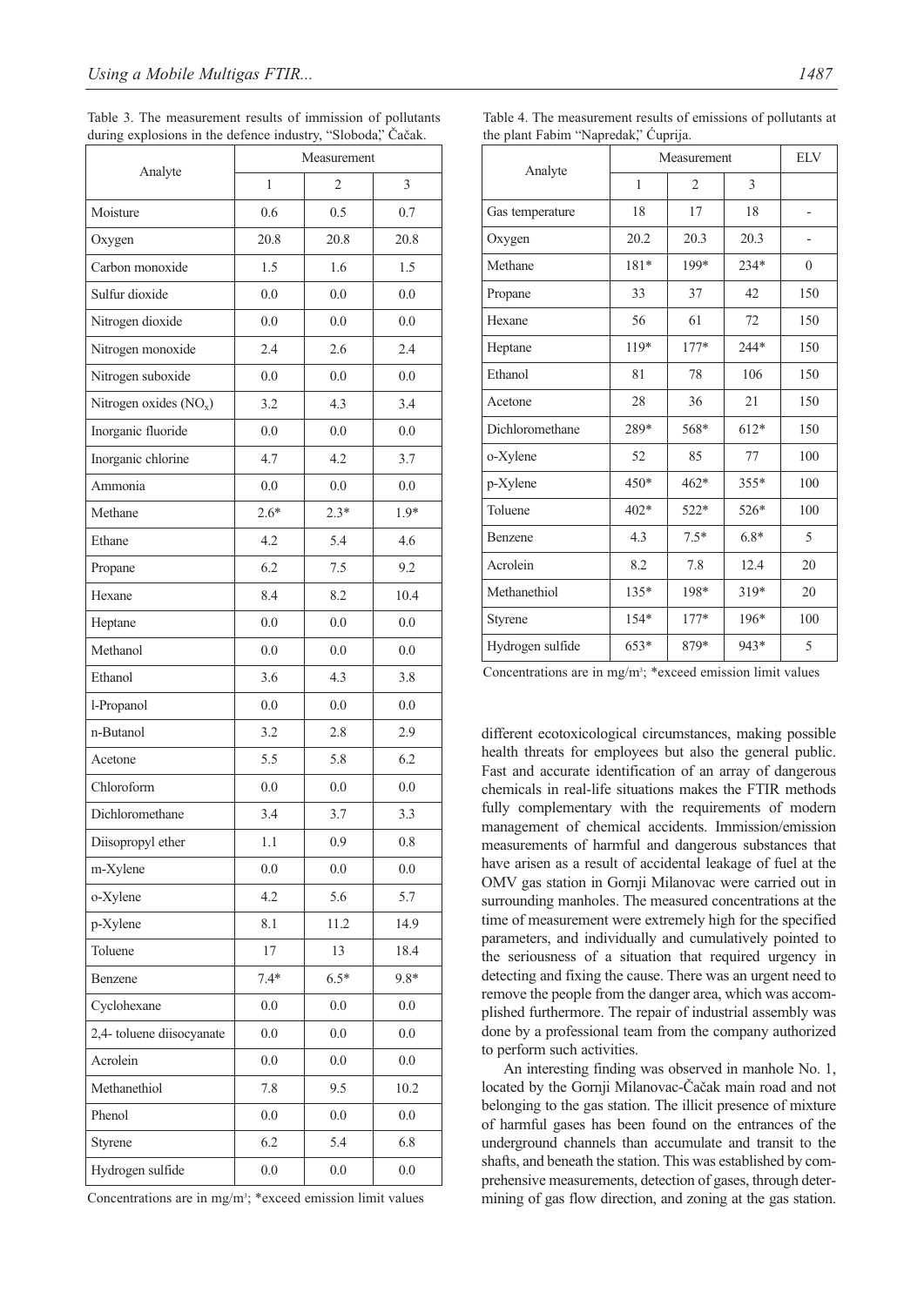Table 3. The measurement results of immission of pollutants during explosions in the defence industry, "Sloboda," Čačak.

| Analyte | Measurement | | |
|---|---|---|---|
| | 1 | 2 | 3 |
| Moisture | 0.6 | 0.5 | 0.7 |
| Oxygen | 20.8 | 20.8 | 20.8 |
| Carbon monoxide | 1.5 | 1.6 | 1.5 |
| Sulfur dioxide | 0.0 | 0.0 | 0.0 |
| Nitrogen dioxide | 0.0 | 0.0 | 0.0 |
| Nitrogen monoxide | 2.4 | 2.6 | 2.4 |
| Nitrogen suboxide | 0.0 | 0.0 | 0.0 |
| Nitrogen oxides ($NO_x$) | 3.2 | 4.3 | 3.4 |
| Inorganic fluoride | 0.0 | 0.0 | 0.0 |
| Inorganic chlorine | 4.7 | 4.2 | 3.7 |
| Ammonia | 0.0 | 0.0 | 0.0 |
| Methane | 2.6* | 2.3* | 1.9* |
| Ethane | 4.2 | 5.4 | 4.6 |
| Propane | 6.2 | 7.5 | 9.2 |
| Hexane | 8.4 | 8.2 | 10.4 |
| Heptane | 0.0 | 0.0 | 0.0 |
| Methanol | 0.0 | 0.0 | 0.0 |
| Ethanol | 3.6 | 4.3 | 3.8 |
| l-Propanol | 0.0 | 0.0 | 0.0 |
| n-Butanol | 3.2 | 2.8 | 2.9 |
| Acetone | 5.5 | 5.8 | 6.2 |
| Chloroform | 0.0 | 0.0 | 0.0 |
| Dichloromethane | 3.4 | 3.7 | 3.3 |
| Diisopropyl ether | 1.1 | 0.9 | 0.8 |
| m-Xylene | 0.0 | 0.0 | 0.0 |
| o-Xylene | 4.2 | 5.6 | 5.7 |
| p-Xylene | 8.1 | 11.2 | 14.9 |
| Toluene | 17 | 13 | 18.4 |
| Benzene | 7.4* | 6.5* | 9.8* |
| Cyclohexane | 0.0 | 0.0 | 0.0 |
| 2,4- toluene diisocyanate | 0.0 | 0.0 | 0.0 |
| Acrolein | 0.0 | 0.0 | 0.0 |
| Methanethiol | 7.8 | 9.5 | 10.2 |
| Phenol | 0.0 | 0.0 | 0.0 |
| Styrene | 6.2 | 5.4 | 6.8 |
| Hydrogen sulfide | 0.0 | 0.0 | 0.0 |

Concentrations are in mg/m³; *exceed emission limit values

Table 4. The measurement results of emissions of pollutants at the plant Fabim "Napredak," Ćuprija.

| Analyte | Measurement | | | ELV |
|---|---|---|---|---|
| | 1 | 2 | 3 | |
| Gas temperature | 18 | 17 | 18 | - |
| Oxygen | 20.2 | 20.3 | 20.3 | - |
| Methane | 181* | 199* | 234* | 0 |
| Propane | 33 | 37 | 42 | 150 |
| Hexane | 56 | 61 | 72 | 150 |
| Heptane | 119* | 177* | 244* | 150 |
| Ethanol | 81 | 78 | 106 | 150 |
| Acetone | 28 | 36 | 21 | 150 |
| Dichloromethane | 289* | 568* | 612* | 150 |
| o-Xylene | 52 | 85 | 77 | 100 |
| p-Xylene | 450* | 462* | 355* | 100 |
| Toluene | 402* | 522* | 526* | 100 |
| Benzene | 4.3 | 7.5* | 6.8* | 5 |
| Acrolein | 8.2 | 7.8 | 12.4 | 20 |
| Methanethiol | 135* | 198* | 319* | 20 |
| Styrene | 154* | 177* | 196* | 100 |
| Hydrogen sulfide | 653* | 879* | 943* | 5 |

Concentrations are in mg/m³; *exceed emission limit values

different ecotoxicological circumstances, making possible health threats for employees but also the general public. Fast and accurate identification of an array of dangerous chemicals in real-life situations makes the FTIR methods fully complementary with the requirements of modern management of chemical accidents. Immission/emission measurements of harmful and dangerous substances that have arisen as a result of accidental leakage of fuel at the OMV gas station in Gornji Milanovac were carried out in surrounding manholes. The measured concentrations at the time of measurement were extremely high for the specified parameters, and individually and cumulatively pointed to the seriousness of a situation that required urgency in detecting and fixing the cause. There was an urgent need to remove the people from the danger area, which was accomplished furthermore. The repair of industrial assembly was done by a professional team from the company authorized to perform such activities.

An interesting finding was observed in manhole No. 1, located by the Gornji Milanovac-Čačak main road and not belonging to the gas station. The illicit presence of mixture of harmful gases has been found on the entrances of the underground channels than accumulate and transit to the shafts, and beneath the station. This was established by comprehensive measurements, detection of gases, through determining of gas flow direction, and zoning at the gas station.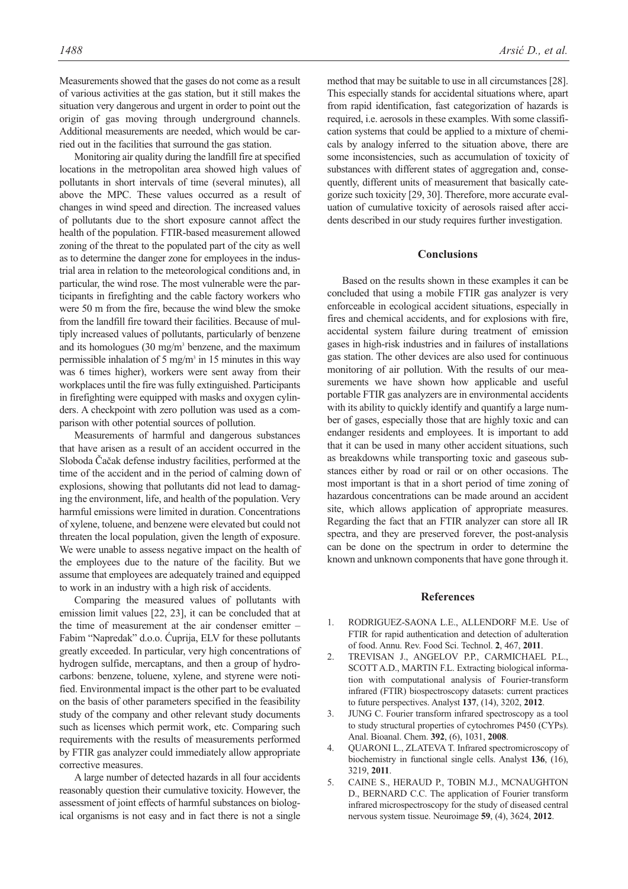Measurements showed that the gases do not come as a result of various activities at the gas station, but it still makes the situation very dangerous and urgent in order to point out the origin of gas moving through underground channels. Additional measurements are needed, which would be carried out in the facilities that surround the gas station.

Monitoring air quality during the landfill fire at specified locations in the metropolitan area showed high values of pollutants in short intervals of time (several minutes), all above the MPC. These values occurred as a result of changes in wind speed and direction. The increased values of pollutants due to the short exposure cannot affect the health of the population. FTIR-based measurement allowed zoning of the threat to the populated part of the city as well as to determine the danger zone for employees in the industrial area in relation to the meteorological conditions and, in particular, the wind rose. The most vulnerable were the participants in firefighting and the cable factory workers who were 50 m from the fire, because the wind blew the smoke from the landfill fire toward their facilities. Because of multiply increased values of pollutants, particularly of benzene and its homologues (30 $mg/m^3$ benzene, and the maximum permissible inhalation of 5 $mg/m^3$ in 15 minutes in this way was 6 times higher), workers were sent away from their workplaces until the fire was fully extinguished. Participants in firefighting were equipped with masks and oxygen cylinders. A checkpoint with zero pollution was used as a comparison with other potential sources of pollution.

Measurements of harmful and dangerous substances that have arisen as a result of an accident occurred in the Sloboda Čačak defense industry facilities, performed at the time of the accident and in the period of calming down of explosions, showing that pollutants did not lead to damaging the environment, life, and health of the population. Very harmful emissions were limited in duration. Concentrations of xylene, toluene, and benzene were elevated but could not threaten the local population, given the length of exposure. We were unable to assess negative impact on the health of the employees due to the nature of the facility. But we assume that employees are adequately trained and equipped to work in an industry with a high risk of accidents.

Comparing the measured values of pollutants with emission limit values [22, 23], it can be concluded that at the time of measurement at the air condenser emitter – Fabim "Napredak" d.o.o. Ćuprija, ELV for these pollutants greatly exceeded. In particular, very high concentrations of hydrogen sulfide, mercaptans, and then a group of hydrocarbons: benzene, toluene, xylene, and styrene were notified. Environmental impact is the other part to be evaluated on the basis of other parameters specified in the feasibility study of the company and other relevant study documents such as licenses which permit work, etc. Comparing such requirements with the results of measurements performed by FTIR gas analyzer could immediately allow appropriate corrective measures.

A large number of detected hazards in all four accidents reasonably question their cumulative toxicity. However, the assessment of joint effects of harmful substances on biological organisms is not easy and in fact there is not a single method that may be suitable to use in all circumstances [28]. This especially stands for accidental situations where, apart from rapid identification, fast categorization of hazards is required, i.e. aerosols in these examples. With some classification systems that could be applied to a mixture of chemicals by analogy inferred to the situation above, there are some inconsistencies, such as accumulation of toxicity of substances with different states of aggregation and, consequently, different units of measurement that basically categorize such toxicity [29, 30]. Therefore, more accurate evaluation of cumulative toxicity of aerosols raised after accidents described in our study requires further investigation.

## Conclusions

Based on the results shown in these examples it can be concluded that using a mobile FTIR gas analyzer is very enforceable in ecological accident situations, especially in fires and chemical accidents, and for explosions with fire, accidental system failure during treatment of emission gases in high-risk industries and in failures of installations gas station. The other devices are also used for continuous monitoring of air pollution. With the results of our measurements we have shown how applicable and useful portable FTIR gas analyzers are in environmental accidents with its ability to quickly identify and quantify a large number of gases, especially those that are highly toxic and can endanger residents and employees. It is important to add that it can be used in many other accident situations, such as breakdowns while transporting toxic and gaseous substances either by road or rail or on other occasions. The most important is that in a short period of time zoning of hazardous concentrations can be made around an accident site, which allows application of appropriate measures. Regarding the fact that an FTIR analyzer can store all IR spectra, and they are preserved forever, the post-analysis can be done on the spectrum in order to determine the known and unknown components that have gone through it.

## References

1. RODRIGUEZ-SAONA L.E., ALLENDORF M.E. Use of FTIR for rapid authentication and detection of adulteration of food. Annu. Rev. Food Sci. Technol. **2**, 467, **2011**.
2. TREVISAN J., ANGELOV P.P., CARMICHAEL P.L., SCOTT A.D., MARTIN F.L. Extracting biological information with computational analysis of Fourier-transform infrared (FTIR) biospectroscopy datasets: current practices to future perspectives. Analyst **137**, (14), 3202, **2012**.
3. JUNG C. Fourier transform infrared spectroscopy as a tool to study structural properties of cytochromes P450 (CYPs). Anal. Bioanal. Chem. **392**, (6), 1031, **2008**.
4. QUARONI L., ZLATEVA T. Infrared spectromicroscopy of biochemistry in functional single cells. Analyst **136**, (16), 3219, **2011**.
5. CAINE S., HERAUD P., TOBIN M.J., MCNAUGHTON D., BERNARD C.C. The application of Fourier transform infrared microspectroscopy for the study of diseased central nervous system tissue. Neuroimage **59**, (4), 3624, **2012**.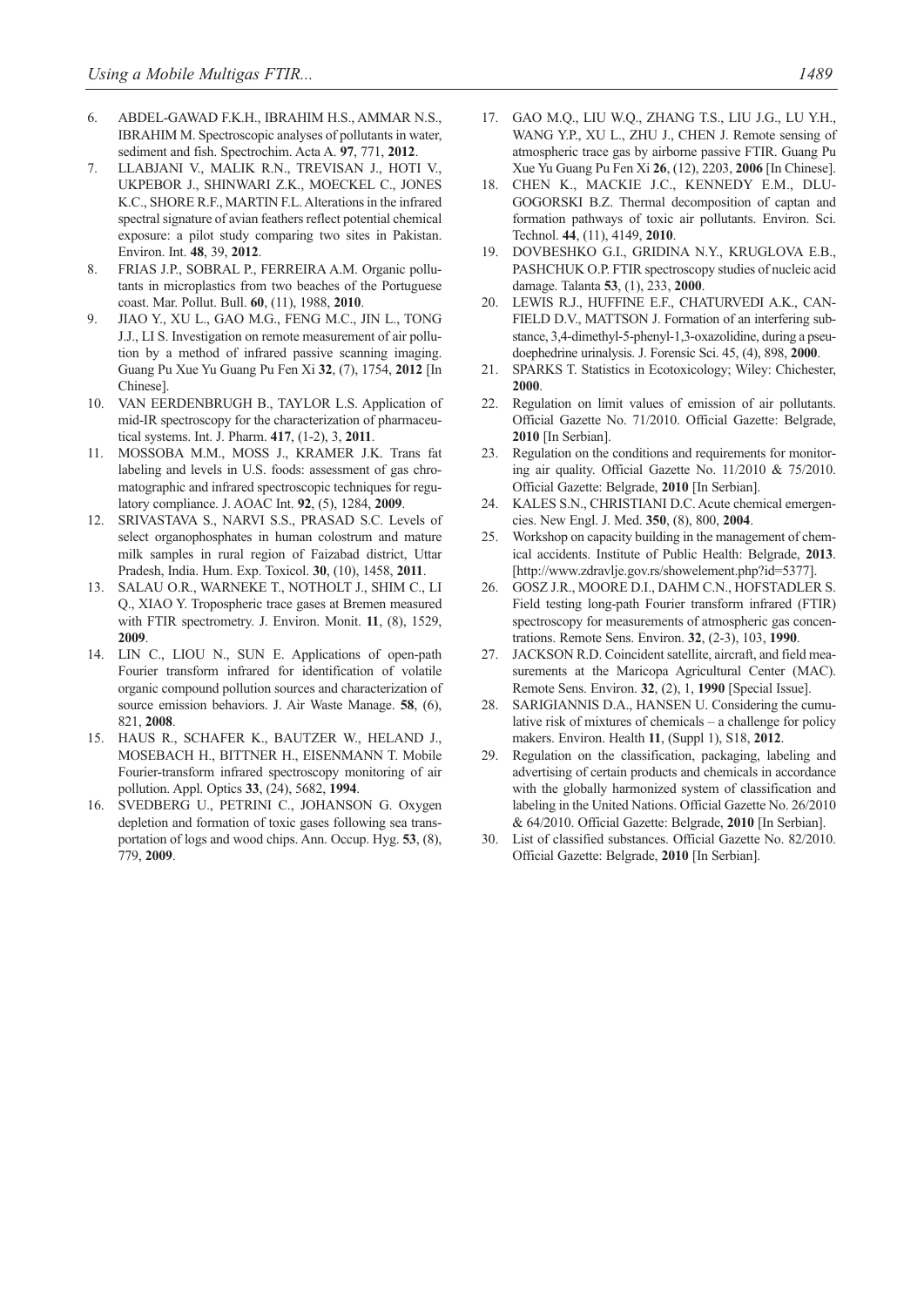6. ABDEL-GAWAD F.K.H., IBRAHIM H.S., AMMAR N.S., IBRAHIM M. Spectroscopic analyses of pollutants in water, sediment and fish. Spectrochim. Acta A. **97**, 771, **2012**.
7. LLABJANI V., MALIK R.N., TREVISAN J., HOTI V., UKPEBOR J., SHINWARI Z.K., MOECKEL C., JONES K.C., SHORE R.F., MARTIN F.L. Alterations in the infrared spectral signature of avian feathers reflect potential chemical exposure: a pilot study comparing two sites in Pakistan. Environ. Int. **48**, 39, **2012**.
8. FRIAS J.P., SOBRAL P., FERREIRA A.M. Organic pollutants in microplastics from two beaches of the Portuguese coast. Mar. Pollut. Bull. **60**, (11), 1988, **2010**.
9. JIAO Y., XU L., GAO M.G., FENG M.C., JIN L., TONG J.J., LI S. Investigation on remote measurement of air pollution by a method of infrared passive scanning imaging. Guang Pu Xue Yu Guang Pu Fen Xi **32**, (7), 1754, **2012** [In Chinese].
10. VAN EERDENBRUGH B., TAYLOR L.S. Application of mid-IR spectroscopy for the characterization of pharmaceutical systems. Int. J. Pharm. **417**, (1-2), 3, **2011**.
11. MOSSOBA M.M., MOSS J., KRAMER J.K. Trans fat labeling and levels in U.S. foods: assessment of gas chromatographic and infrared spectroscopic techniques for regulatory compliance. J. AOAC Int. **92**, (5), 1284, **2009**.
12. SRIVASTAVA S., NARVI S.S., PRASAD S.C. Levels of select organophosphates in human colostrum and mature milk samples in rural region of Faizabad district, Uttar Pradesh, India. Hum. Exp. Toxicol. **30**, (10), 1458, **2011**.
13. SALAU O.R., WARNEKE T., NOTHOLT J., SHIM C., LI Q., XIAO Y. Tropospheric trace gases at Bremen measured with FTIR spectrometry. J. Environ. Monit. **11**, (8), 1529, **2009**.
14. LIN C., LIOU N., SUN E. Applications of open-path Fourier transform infrared for identification of volatile organic compound pollution sources and characterization of source emission behaviors. J. Air Waste Manage. **58**, (6), 821, **2008**.
15. HAUS R., SCHAFER K., BAUTZER W., HELAND J., MOSEBACH H., BITTNER H., EISENMANN T. Mobile Fourier-transform infrared spectroscopy monitoring of air pollution. Appl. Optics **33**, (24), 5682, **1994**.
16. SVEDBERG U., PETRINI C., JOHANSON G. Oxygen depletion and formation of toxic gases following sea transportation of logs and wood chips. Ann. Occup. Hyg. **53**, (8), 779, **2009**.
17. GAO M.Q., LIU W.Q., ZHANG T.S., LIU J.G., LU Y.H., WANG Y.P., XU L., ZHU J., CHEN J. Remote sensing of atmospheric trace gas by airborne passive FTIR. Guang Pu Xue Yu Guang Pu Fen Xi **26**, (12), 2203, **2006** [In Chinese].
18. CHEN K., MACKIE J.C., KENNEDY E.M., DLUGOGORSKI B.Z. Thermal decomposition of captan and formation pathways of toxic air pollutants. Environ. Sci. Technol. **44**, (11), 4149, **2010**.
19. DOVBESHKO G.I., GRIDINA N.Y., KRUGLOVA E.B., PASHCHUK O.P. FTIR spectroscopy studies of nucleic acid damage. Talanta **53**, (1), 233, **2000**.
20. LEWIS R.J., HUFFINE E.F., CHATURVEDI A.K., CANFIELD D.V., MATTSON J. Formation of an interfering substance, 3,4-dimethyl-5-phenyl-1,3-oxazolidine, during a pseudoephedrine urinalysis. J. Forensic Sci. 45, (4), 898, **2000**.
21. SPARKS T. Statistics in Ecotoxicology; Wiley: Chichester, **2000**.
22. Regulation on limit values of emission of air pollutants. Official Gazette No. 71/2010. Official Gazette: Belgrade, **2010** [In Serbian].
23. Regulation on the conditions and requirements for monitoring air quality. Official Gazette No. 11/2010 & 75/2010. Official Gazette: Belgrade, **2010** [In Serbian].
24. KALES S.N., CHRISTIANI D.C. Acute chemical emergencies. New Engl. J. Med. **350**, (8), 800, **2004**.
25. Workshop on capacity building in the management of chemical accidents. Institute of Public Health: Belgrade, **2013**. [http://www.zdravlje.gov.rs/showelement.php?id=5377].
26. GOSZ J.R., MOORE D.I., DAHM C.N., HOFSTADLER S. Field testing long-path Fourier transform infrared (FTIR) spectroscopy for measurements of atmospheric gas concentrations. Remote Sens. Environ. **32**, (2-3), 103, **1990**.
27. JACKSON R.D. Coincident satellite, aircraft, and field measurements at the Maricopa Agricultural Center (MAC). Remote Sens. Environ. **32**, (2), 1, **1990** [Special Issue].
28. SARIGIANNIS D.A., HANSEN U. Considering the cumulative risk of mixtures of chemicals – a challenge for policy makers. Environ. Health **11**, (Suppl 1), S18, **2012**.
29. Regulation on the classification, packaging, labeling and advertising of certain products and chemicals in accordance with the globally harmonized system of classification and labeling in the United Nations. Official Gazette No. 26/2010 & 64/2010. Official Gazette: Belgrade, **2010** [In Serbian].
30. List of classified substances. Official Gazette No. 82/2010. Official Gazette: Belgrade, **2010** [In Serbian].